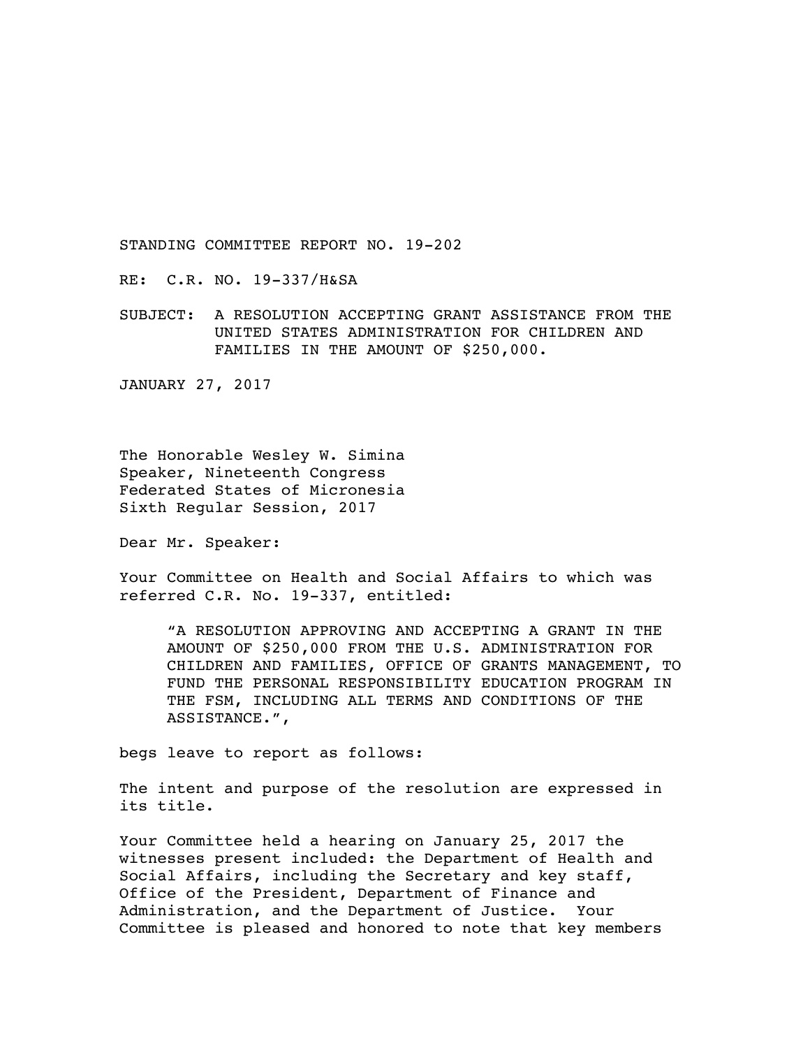STANDING COMMITTEE REPORT NO. 19-202

RE: C.R. NO. 19-337/H&SA

SUBJECT: A RESOLUTION ACCEPTING GRANT ASSISTANCE FROM THE UNITED STATES ADMINISTRATION FOR CHILDREN AND FAMILIES IN THE AMOUNT OF $250,000.

JANUARY 27, 2017

The Honorable Wesley W. Simina
Speaker, Nineteenth Congress
Federated States of Micronesia
Sixth Regular Session, 2017

Dear Mr. Speaker:

Your Committee on Health and Social Affairs to which was referred C.R. No. 19-337, entitled:

> "A RESOLUTION APPROVING AND ACCEPTING A GRANT IN THE AMOUNT OF $250,000 FROM THE U.S. ADMINISTRATION FOR CHILDREN AND FAMILIES, OFFICE OF GRANTS MANAGEMENT, TO FUND THE PERSONAL RESPONSIBILITY EDUCATION PROGRAM IN THE FSM, INCLUDING ALL TERMS AND CONDITIONS OF THE ASSISTANCE.",

begs leave to report as follows:

The intent and purpose of the resolution are expressed in its title.

Your Committee held a hearing on January 25, 2017 the witnesses present included: the Department of Health and Social Affairs, including the Secretary and key staff, Office of the President, Department of Finance and Administration, and the Department of Justice. Your Committee is pleased and honored to note that key members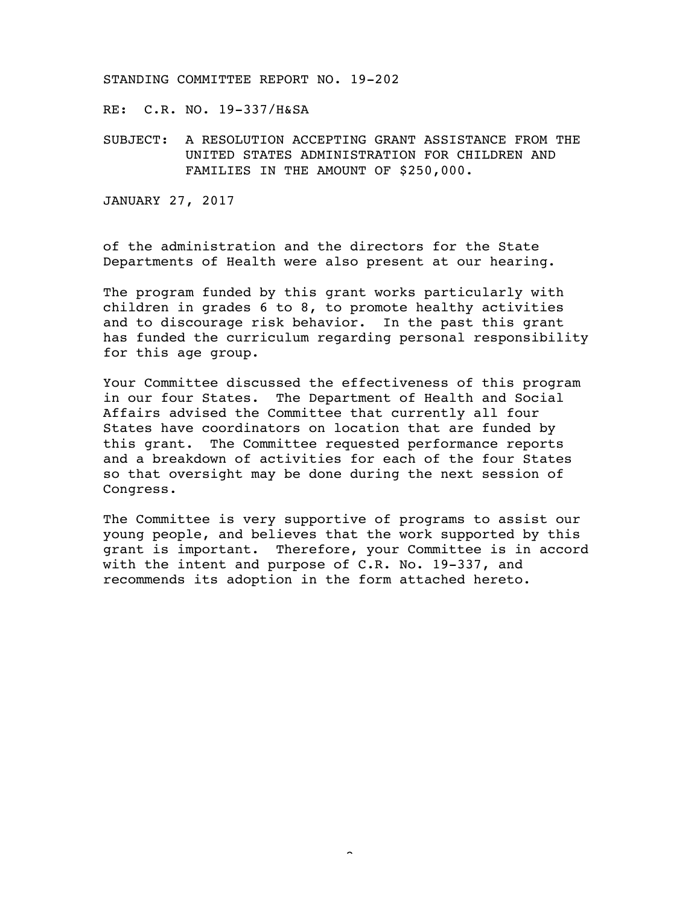STANDING COMMITTEE REPORT NO. 19-202

RE: C.R. NO. 19-337/H&SA

SUBJECT: A RESOLUTION ACCEPTING GRANT ASSISTANCE FROM THE UNITED STATES ADMINISTRATION FOR CHILDREN AND FAMILIES IN THE AMOUNT OF $250,000.

JANUARY 27, 2017

of the administration and the directors for the State Departments of Health were also present at our hearing.

The program funded by this grant works particularly with children in grades 6 to 8, to promote healthy activities and to discourage risk behavior. In the past this grant has funded the curriculum regarding personal responsibility for this age group.

Your Committee discussed the effectiveness of this program in our four States. The Department of Health and Social Affairs advised the Committee that currently all four States have coordinators on location that are funded by this grant. The Committee requested performance reports and a breakdown of activities for each of the four States so that oversight may be done during the next session of Congress.

The Committee is very supportive of programs to assist our young people, and believes that the work supported by this grant is important. Therefore, your Committee is in accord with the intent and purpose of C.R. No. 19-337, and recommends its adoption in the form attached hereto.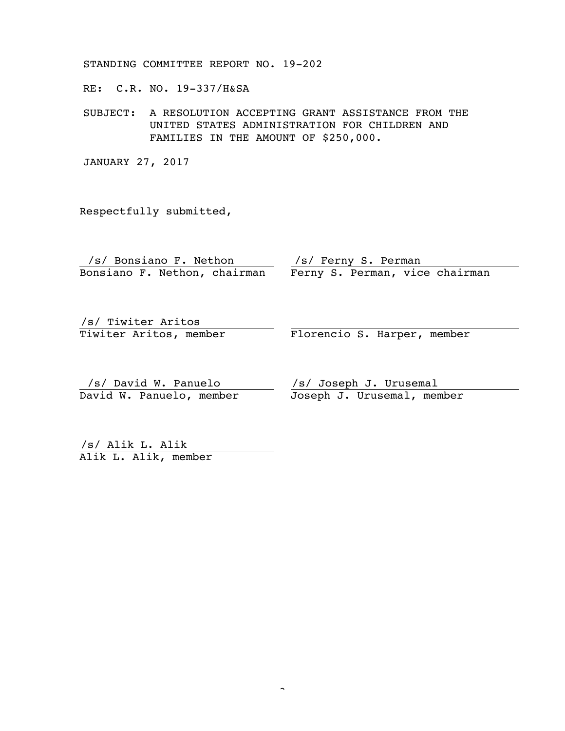STANDING COMMITTEE REPORT NO. 19-202

RE: C.R. NO. 19-337/H&SA

SUBJECT: A RESOLUTION ACCEPTING GRANT ASSISTANCE FROM THE UNITED STATES ADMINISTRATION FOR CHILDREN AND FAMILIES IN THE AMOUNT OF $250,000.

JANUARY 27, 2017

Respectfully submitted,

| | |
|---|---|
| /s/ Bonsiano F. Nethon | /s/ Ferny S. Perman |
| Bonsiano F. Nethon, chairman | Ferny S. Perman, vice chairman |
| /s/ Tiwiter Aritos | |
| Tiwiter Aritos, member | Florencio S. Harper, member |
| /s/ David W. Panuelo | /s/ Joseph J. Urusemal |
| David W. Panuelo, member | Joseph J. Urusemal, member |
| /s/ Alik L. Alik | |
| Alik L. Alik, member | |